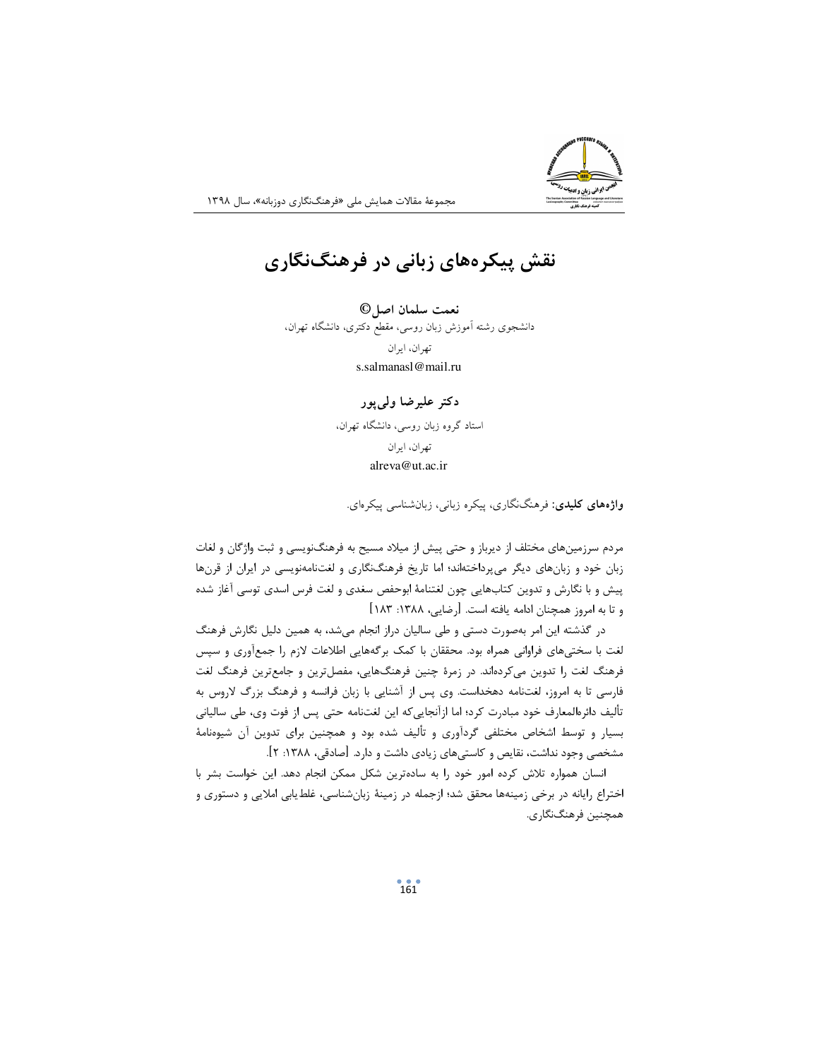# نقش پیکره‌های زبانی در فرهنگ‌نگاری

**نعمت سلمان اصل©**

دانشجوی رشته آموزش زبان روسی، مقطع دکتری، دانشگاه تهران،

تهران، ایران

s.salmanasl@mail.ru

**دکتر علیرضا ولی‌پور**

استاد گروه زبان روسی، دانشگاه تهران،

تهران، ایران

alreva@ut.ac.ir

**واژه‌های کلیدی:** فرهنگ‌نگاری، پیکره زبانی، زبان‌شناسی پیکره‌ای.

مردم سرزمین‌های مختلف از دیرباز و حتی پیش از میلاد مسیح به فرهنگ‌نویسی و ثبت واژگان و لغات زبان خود و زبان‌های دیگر می‌پرداخته‌اند؛ اما تاریخ فرهنگ‌نگاری و لغت‌نامه‌نویسی در ایران از قرن‌ها پیش و با نگارش و تدوین کتاب‌هایی چون لغتنامهٔ ابوحفص سغدی و لغت فرس اسدی توسی آغاز شده و تا به امروز همچنان ادامه یافته است. [رضایی، ۱۳۸۸: ۱۸۳]

در گذشته این امر به‌صورت دستی و طی سالیان دراز انجام می‌شد، به همین دلیل نگارش فرهنگ لغت با سختی‌های فراوانی همراه بود. محققان با کمک برگه‌هایی اطلاعات لازم را جمع‌آوری و سپس فرهنگ لغت را تدوین می‌کرده‌اند. در زمرهٔ چنین فرهنگ‌هایی، مفصل‌ترین و جامع‌ترین فرهنگ لغت فارسی تا به امروز، لغت‌نامه دهخداست. وی پس از آشنایی با زبان فرانسه و فرهنگ بزرگ لاروس به تألیف دائرةالمعارف خود مبادرت کرد؛ اما ازآنجایی‌که این لغت‌نامه حتی پس از فوت وی، طی سالیانی بسیار و توسط اشخاص مختلفی گردآوری و تألیف شده بود و همچنین برای تدوین آن شیوه‌نامهٔ مشخصی وجود نداشت، نقایص و کاستی‌های زیادی داشت و دارد. [صادقی، ۱۳۸۸: ۲].

انسان همواره تلاش کرده امور خود را به ساده‌ترین شکل ممکن انجام دهد. این خواست بشر با اختراع رایانه در برخی زمینه‌ها محقق شد؛ ازجمله در زمینهٔ زبان‌شناسی، غلط‌یابی املایی و دستوری و همچنین فرهنگ‌نگاری.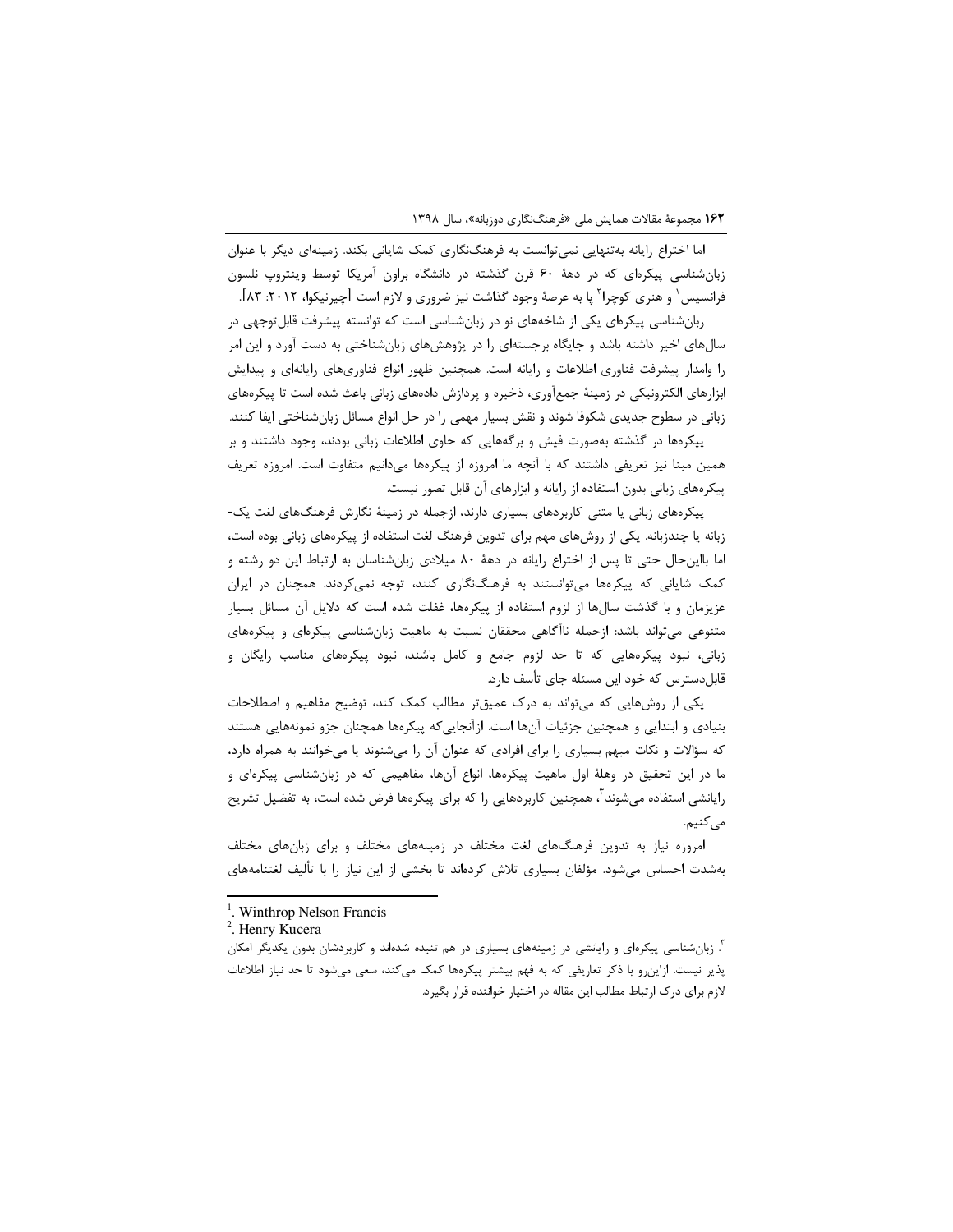اما اختراع رایانه به‌تنهایی نمی‌توانست به فرهنگ‌نگاری کمک شایانی بکند. زمینه‌ای دیگر با عنوان زبان‌شناسی پیکره‌ای که در دهۀ ۶۰ قرن گذشته در دانشگاه براون آمریکا توسط وینتروپ نلسون فرانسیس[1] و هنری کوچرا[2] پا به عرصۀ وجود گذاشت نیز ضروری و لازم است [چیرنیکوا، ۲۰۱۲: ۸۳].

زبان‌شناسی پیکره‌ای یکی از شاخه‌های نو در زبان‌شناسی است که توانسته پیشرفت قابل‌توجهی در سال‌های اخیر داشته باشد و جایگاه برجسته‌ای را در پژوهش‌های زبان‌شناختی به دست آورد و این امر را وامدار پیشرفت فناوری اطلاعات و رایانه است. همچنین ظهور انواع فناوری‌های رایانه‌ای و پیدایش ابزارهای الکترونیکی در زمینۀ جمع‌آوری، ذخیره و پردازش داده‌های زبانی باعث شده است تا پیکره‌های زبانی در سطوح جدیدی شکوفا شوند و نقش بسیار مهمی را در حل انواع مسائل زبان‌شناختی ایفا کنند.

پیکره‌ها در گذشته به‌صورت فیش و برگه‌هایی که حاوی اطلاعات زبانی بودند، وجود داشتند و بر همین مبنا نیز تعریفی داشتند که با آنچه ما امروزه از پیکره‌ها می‌دانیم متفاوت است. امروزه تعریف پیکره‌های زبانی بدون استفاده از رایانه و ابزارهای آن قابل تصور نیست.

پیکره‌های زبانی یا متنی کاربردهای بسیاری دارند، ازجمله در زمینۀ نگارش فرهنگ‌های لغت یک-زبانه یا چندزبانه. یکی از روش‌های مهم برای تدوین فرهنگ لغت استفاده از پیکره‌های زبانی بوده است، اما بااین‌حال حتی تا پس از اختراع رایانه در دهۀ ۸۰ میلادی زبان‌شناسان به ارتباط این دو رشته و کمک شایانی که پیکره‌ها می‌توانستند به فرهنگ‌نگاری کنند، توجه نمی‌کردند. همچنان در ایران عزیزمان و با گذشت سال‌ها از لزوم استفاده از پیکره‌ها، غفلت شده است که دلایل آن مسائل بسیار متنوعی می‌تواند باشد: ازجمله ناآگاهی محققان نسبت به ماهیت زبان‌شناسی پیکره‌ای و پیکره‌های زبانی، نبود پیکره‌هایی که تا حد لزوم جامع و کامل باشند، نبود پیکره‌های مناسب رایگان و قابل‌دسترس که خود این مسئله جای تأسف دارد.

یکی از روش‌هایی که می‌تواند به درک عمیق‌تر مطالب کمک کند، توضیح مفاهیم و اصطلاحات بنیادی و ابتدایی و همچنین جزئیات آن‌ها است. ازآنجایی‌که پیکره‌ها همچنان جزو نمونه‌هایی هستند که سؤالات و نکات مبهم بسیاری را برای افرادی که عنوان آن را می‌شنوند یا می‌خوانند به همراه دارد، ما در این تحقیق در وهلۀ اول ماهیت پیکره‌ها، انواع آن‌ها، مفاهیمی که در زبان‌شناسی پیکره‌ای و رایانشی استفاده می‌شوند[3]، همچنین کاربردهایی را که برای پیکره‌ها فرض شده است، به تفضیل تشریح می‌کنیم.

امروزه نیاز به تدوین فرهنگ‌های لغت مختلف در زمینه‌های مختلف و برای زبان‌های مختلف به‌شدت احساس می‌شود. مؤلفان بسیاری تلاش کرده‌اند تا بخشی از این نیاز را با تألیف لغتنامه‌های

---

[1]. Winthrop Nelson Francis

[2]. Henry Kucera

[3]. زبان‌شناسی پیکره‌ای و رایانشی در زمینه‌های بسیاری در هم تنیده شده‌اند و کاربردشان بدون یکدیگر امکان پذیر نیست. ازاین‌رو با ذکر تعاریفی که به فهم بیشتر پیکره‌ها کمک می‌کند، سعی می‌شود تا حد نیاز اطلاعات لازم برای درک ارتباط مطالب این مقاله در اختیار خواننده قرار بگیرد.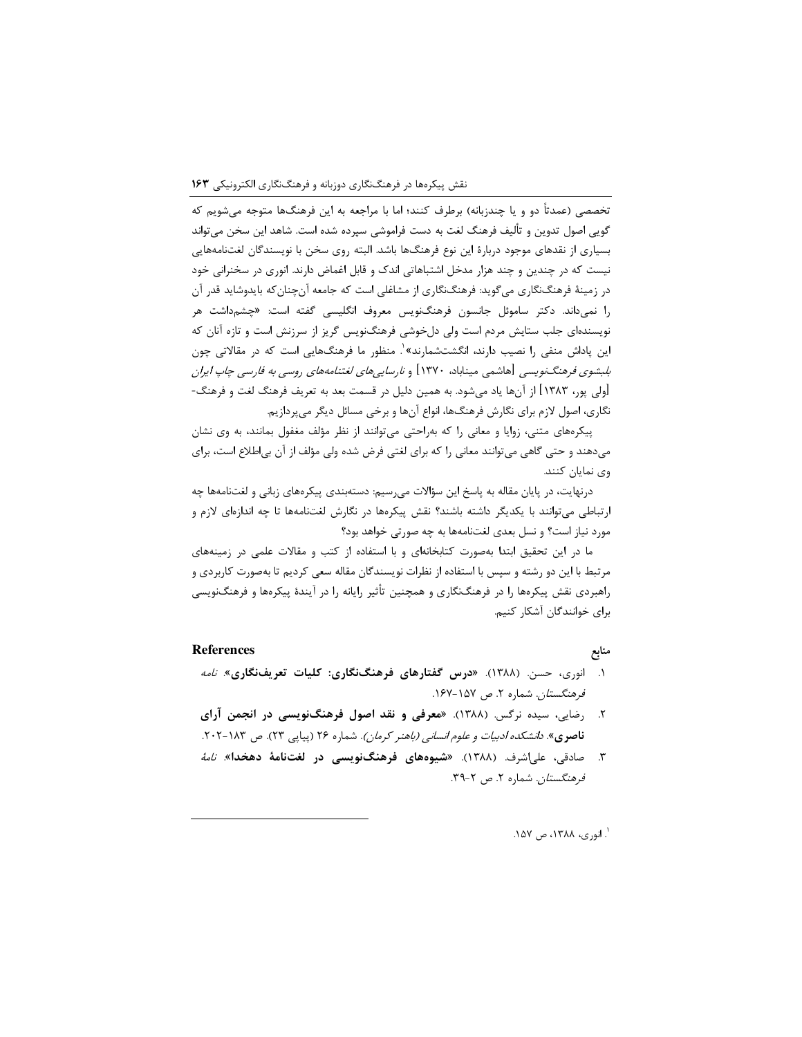تخصصی (عمدتاً دو و یا چندزبانه) برطرف کنند؛ اما با مراجعه به این فرهنگ‌ها متوجه می‌شویم که گویی اصول تدوین و تألیف فرهنگ لغت به دست فراموشی سپرده شده است. شاهد این سخن می‌تواند بسیاری از نقدهای موجود دربارهٔ این نوع فرهنگ‌ها باشد. البته روی سخن با نویسندگان لغت‌نامه‌هایی نیست که در چندین و چند هزار مدخل اشتباهاتی اندک و قابل اغماض دارند. انوری در سخنرانی خود در زمینهٔ فرهنگ‌نگاری می‌گوید: فرهنگ‌نگاری از مشاغلی است که جامعه آن‌چنان‌که بایدوشاید قدر آن را نمی‌داند. دکتر ساموئل جانسون فرهنگ‌نویس معروف انگلیسی گفته است: «چشم‌داشت هر نویسنده‌ای جلب ستایش مردم است ولی دل‌خوشی فرهنگ‌نویس گریز از سرزنش است و تازه آنان که این پاداش منفی را نصیب دارند، انگشت‌شمارند»[1]. منظور ما فرهنگ‌هایی است که در مقالاتی چون *بلبشوی فرهنگ‌نویسی* [هاشمی میناباد، ۱۳۷۰] و *نارسایی‌های لغت‌نامه‌های روسی به فارسی چاپ ایران* [ولی پور، ۱۳۸۳] از آن‌ها یاد می‌شود. به همین دلیل در قسمت بعد به تعریف فرهنگ لغت و فرهنگ‌نگاری، اصول لازم برای نگارش فرهنگ‌ها، انواع آن‌ها و برخی مسائل دیگر می‌پردازیم.

پیکره‌های متنی، زوایا و معانی را که به‌راحتی می‌توانند از نظر مؤلف مغفول بمانند، به وی نشان می‌دهند و حتی گاهی می‌توانند معانی را که برای لغتی فرض شده ولی مؤلف از آن بی‌اطلاع است، برای وی نمایان کنند.

درنهایت، در پایان مقاله به پاسخ این سؤالات می‌رسیم: دسته‌بندی پیکره‌های زبانی و لغت‌نامه‌ها چه ارتباطی می‌توانند با یکدیگر داشته باشند؟ نقش پیکره‌ها در نگارش لغت‌نامه‌ها تا چه اندازه‌ای لازم و مورد نیاز است؟ و نسل بعدی لغت‌نامه‌ها به چه صورتی خواهد بود؟

ما در این تحقیق ابتدا به‌صورت کتابخانه‌ای و با استفاده از کتب و مقالات علمی در زمینه‌های مرتبط با این دو رشته و سپس با استفاده از نظرات نویسندگان مقاله سعی کردیم تا به‌صورت کاربردی و راهبردی نقش پیکره‌ها را در فرهنگ‌نگاری و همچنین تأثیر رایانه را در آیندهٔ پیکره‌ها و فرهنگ‌نویسی برای خوانندگان آشکار کنیم.

## منابع
## References

۱. انوری، حسن. (۱۳۸۸). «**درس گفتارهای فرهنگ‌نگاری: کلیات تعریف‌نگاری**». *نامه فرهنگستان*. شماره ۲. ص ۱۵۷-۱۶۷.

۲. رضایی، سیده نرگس. (۱۳۸۸). «**معرفی و نقد اصول فرهنگ‌نویسی در انجمن آرای ناصری**». *دانشکده ادبیات و علوم انسانی (باهنر کرمان)*. شماره ۲۶ (پیاپی ۲۳). ص ۱۸۳-۲۰۲.

۳. صادقی، علی‌اشرف. (۱۳۸۸). «**شیوه‌های فرهنگ‌نویسی در لغت‌نامهٔ دهخدا**». *نامهٔ فرهنگستان*. شماره ۲. ص ۲-۳۹.

---

[1] انوری، ۱۳۸۸، ص ۱۵۷.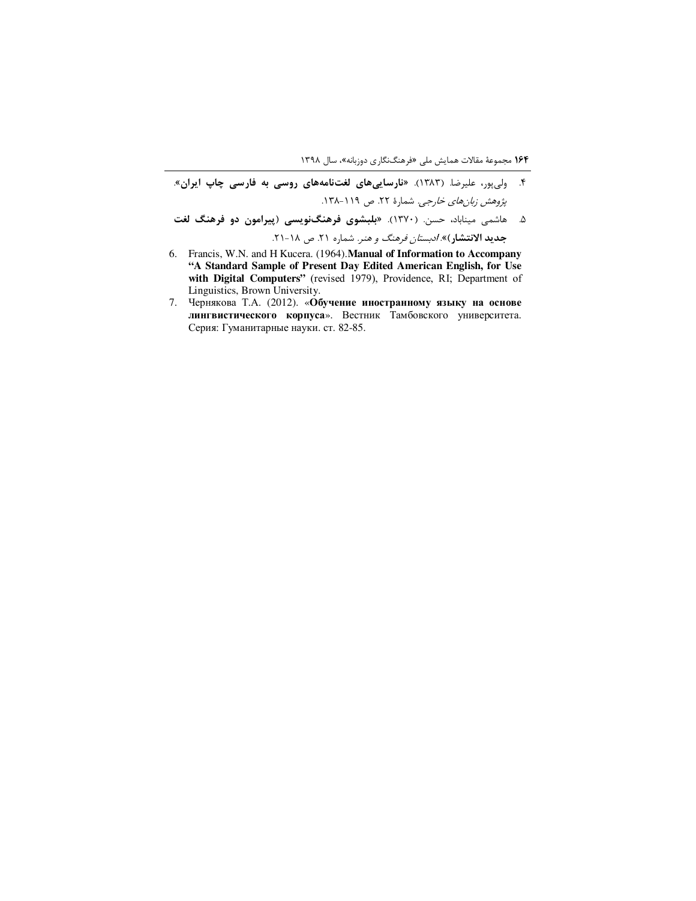۴. ولی‌پور، علیرضا. (۱۳۸۳). «**نارسایی‌های لغت‌نامه‌های روسی به فارسی چاپ ایران**». *پژوهش زبان‌های خارجی*. شمارهٔ ۲۲. ص ۱۱۹-۱۳۸.

۵. هاشمی میناباد، حسن. (۱۳۷۰). «**بلبشوی فرهنگ‌نویسی (پیرامون دو فرهنگ لغت جدید الانتشار)**». *ادبستان فرهنگ و هنر*. شماره ۲۱. ص ۱۸-۲۱.

6. Francis, W.N. and H Kucera. (1964).**Manual of Information to Accompany "A Standard Sample of Present Day Edited American English, for Use with Digital Computers"** (revised 1979), Providence, RI; Department of Linguistics, Brown University.

7. Чернякова Т.А. (2012). «**Обучение иностранному языку на основе лингвистического корпуса**». Вестник Тамбовского университета. Серия: Гуманитарные науки. ст. 82-85.